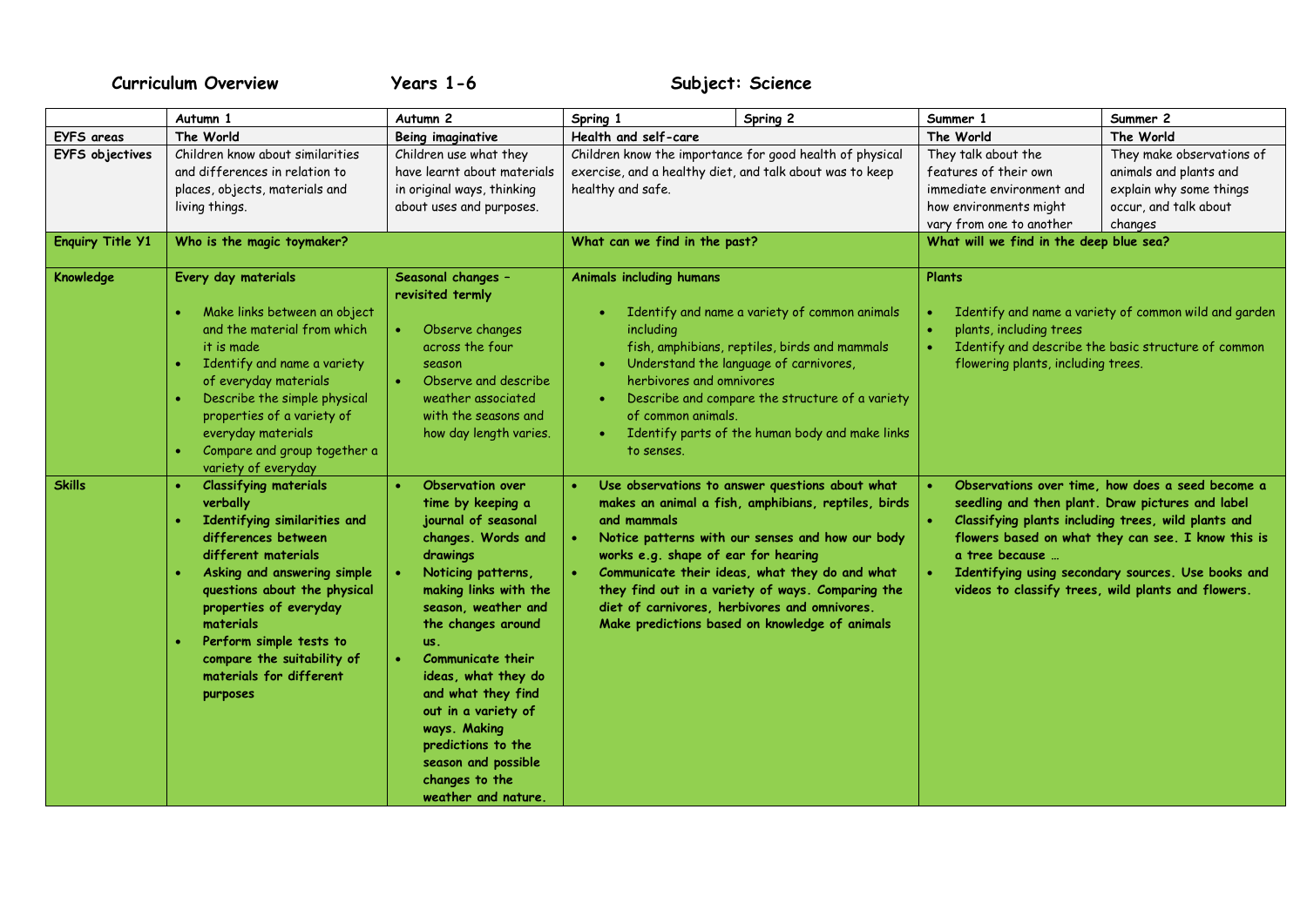**Curriculum Overview** **Years 1-6** **Subject: Science**

| | Autumn 1 | Autumn 2 | Spring 1 | Spring 2 | Summer 1 | Summer 2 |
|---|---|---|---|---|---|---|
| **EYFS areas** | The World | Being imaginative | Health and self-care | | The World | The World |
| **EYFS objectives** | Children know about similarities and differences in relation to places, objects, materials and living things. | Children use what they have learnt about materials in original ways, thinking about uses and purposes. | Children know the importance for good health of physical exercise, and a healthy diet, and talk about was to keep healthy and safe. | | They talk about the features of their own immediate environment and how environments might vary from one to another | They make observations of animals and plants and explain why some things occur, and talk about changes |
| **Enquiry Title Y1** | **Who is the magic toymaker?** | | **What can we find in the past?** | | **What will we find in the deep blue sea?** | |
| **Knowledge** | **Every day materials**<br>• Make links between an object and the material from which it is made<br>• Identify and name a variety of everyday materials<br>• Describe the simple physical properties of a variety of everyday materials<br>• Compare and group together a variety of everyday | **Seasonal changes – revisited termly**<br>• Observe changes across the four season<br>• Observe and describe weather associated with the seasons and how day length varies. | **Animals including humans**<br>• Identify and name a variety of common animals including fish, amphibians, reptiles, birds and mammals<br>• Understand the language of carnivores, herbivores and omnivores<br>• Describe and compare the structure of a variety of common animals.<br>• Identify parts of the human body and make links to senses. | | **Plants**<br>• Identify and name a variety of common wild and garden<br>• plants, including trees<br>• Identify and describe the basic structure of common flowering plants, including trees. | |
| **Skills** | • **Classifying materials verbally**<br>• **Identifying similarities and differences between different materials**<br>• **Asking and answering simple questions about the physical properties of everyday materials**<br>• **Perform simple tests to compare the suitability of materials for different purposes** | • **Observation over time by keeping a journal of seasonal changes. Words and drawings**<br>• **Noticing patterns, making links with the season, weather and the changes around us.**<br>• **Communicate their ideas, what they do and what they find out in a variety of ways. Making predictions to the season and possible changes to the weather and nature.** | • **Use observations to answer questions about what makes an animal a fish, amphibians, reptiles, birds and mammals**<br>• **Notice patterns with our senses and how our body works e.g. shape of ear for hearing**<br>• **Communicate their ideas, what they do and what they find out in a variety of ways. Comparing the diet of carnivores, herbivores and omnivores. Make predictions based on knowledge of animals** | | • **Observations over time, how does a seed become a seedling and then plant. Draw pictures and label**<br>• **Classifying plants including trees, wild plants and flowers based on what they can see. I know this is a tree because …**<br>• **Identifying using secondary sources. Use books and videos to classify trees, wild plants and flowers.** | |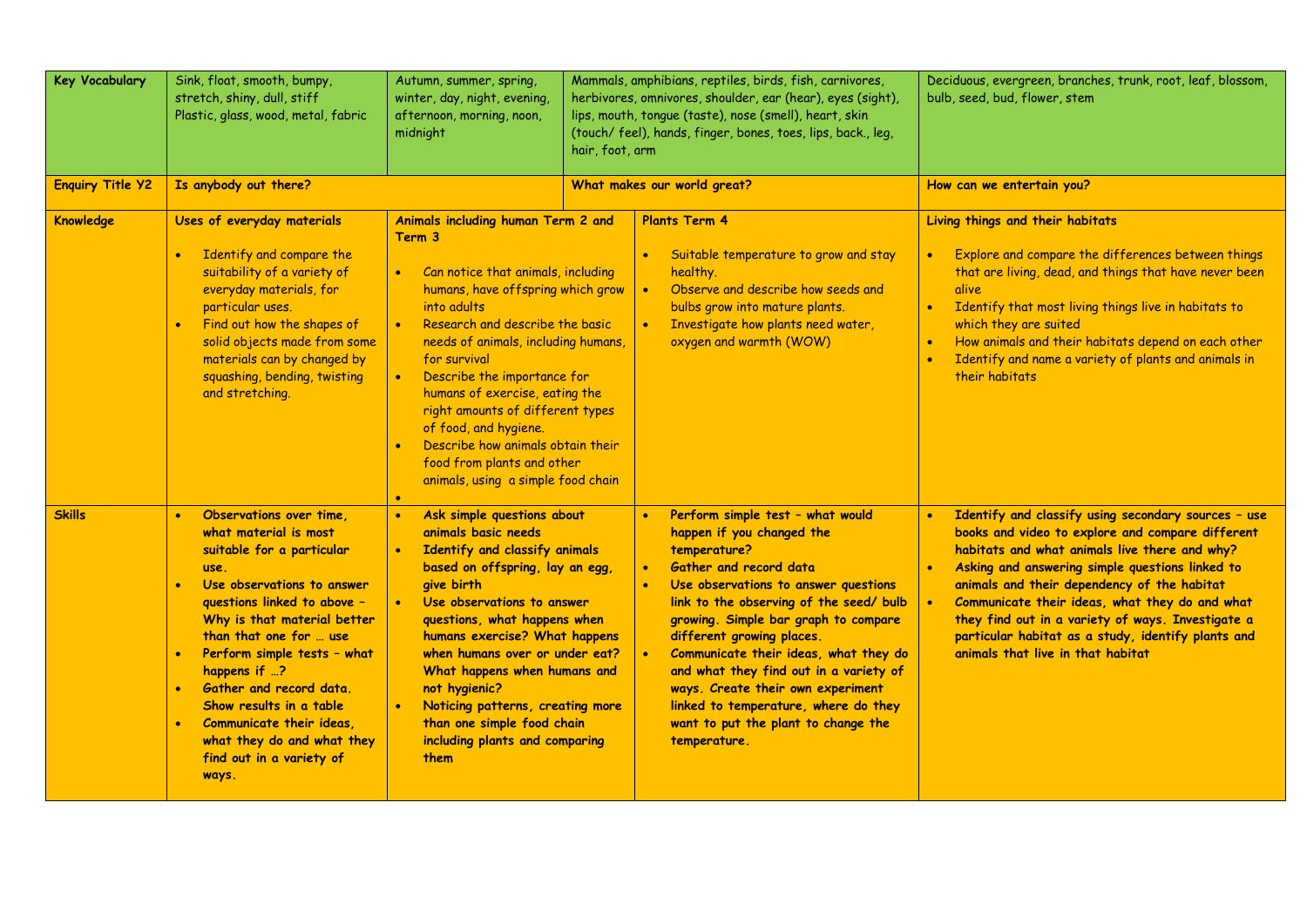| Key Vocabulary | Sink, float, smooth, bumpy, stretch, shiny, dull, stiff<br>Plastic, glass, wood, metal, fabric | Autumn, summer, spring, winter, day, night, evening, afternoon, morning, noon, midnight | Mammals, amphibians, reptiles, birds, fish, carnivores, herbivores, omnivores, shoulder, ear (hear), eyes (sight), lips, mouth, tongue (taste), nose (smell), heart, skin (touch/ feel), hands, finger, bones, toes, lips, back., leg, hair, foot, arm | Deciduous, evergreen, branches, trunk, root, leaf, blossom, bulb, seed, bud, flower, stem |
|---|---|---|---|---|
| **Enquiry Title Y2** | **Is anybody out there?** | | **What makes our world great?** | **How can we entertain you?** |
| **Knowledge** | **Uses of everyday materials**<br>• Identify and compare the suitability of a variety of everyday materials, for particular uses.<br>• Find out how the shapes of solid objects made from some materials can by changed by squashing, bending, twisting and stretching. | **Animals including human Term 2 and Term 3**<br>• Can notice that animals, including humans, have offspring which grow into adults<br>• Research and describe the basic needs of animals, including humans, for survival<br>• Describe the importance for humans of exercise, eating the right amounts of different types of food, and hygiene.<br>• Describe how animals obtain their food from plants and other animals, using a simple food chain | **Plants Term 4**<br>• Suitable temperature to grow and stay healthy.<br>• Observe and describe how seeds and bulbs grow into mature plants.<br>• Investigate how plants need water, oxygen and warmth (WOW) | **Living things and their habitats**<br>• Explore and compare the differences between things that are living, dead, and things that have never been alive<br>• Identify that most living things live in habitats to which they are suited<br>• How animals and their habitats depend on each other<br>• Identify and name a variety of plants and animals in their habitats |
| **Skills** | • **Observations over time, what material is most suitable for a particular use.**<br>• **Use observations to answer questions linked to above – Why is that material better than that one for … use**<br>• **Perform simple tests – what happens if …?**<br>• **Gather and record data. Show results in a table**<br>• **Communicate their ideas, what they do and what they find out in a variety of ways.** | • **Ask simple questions about animals basic needs**<br>• **Identify and classify animals based on offspring, lay an egg, give birth**<br>• **Use observations to answer questions, what happens when humans exercise? What happens when humans over or under eat? What happens when humans and not hygienic?**<br>• **Noticing patterns, creating more than one simple food chain including plants and comparing them** | • **Perform simple test – what would happen if you changed the temperature?**<br>• **Gather and record data**<br>• **Use observations to answer questions link to the observing of the seed/ bulb growing. Simple bar graph to compare different growing places.**<br>• **Communicate their ideas, what they do and what they find out in a variety of ways. Create their own experiment linked to temperature, where do they want to put the plant to change the temperature.** | • **Identify and classify using secondary sources – use books and video to explore and compare different habitats and what animals live there and why?**<br>• **Asking and answering simple questions linked to animals and their dependency of the habitat**<br>• **Communicate their ideas, what they do and what they find out in a variety of ways. Investigate a particular habitat as a study, identify plants and animals that live in that habitat** |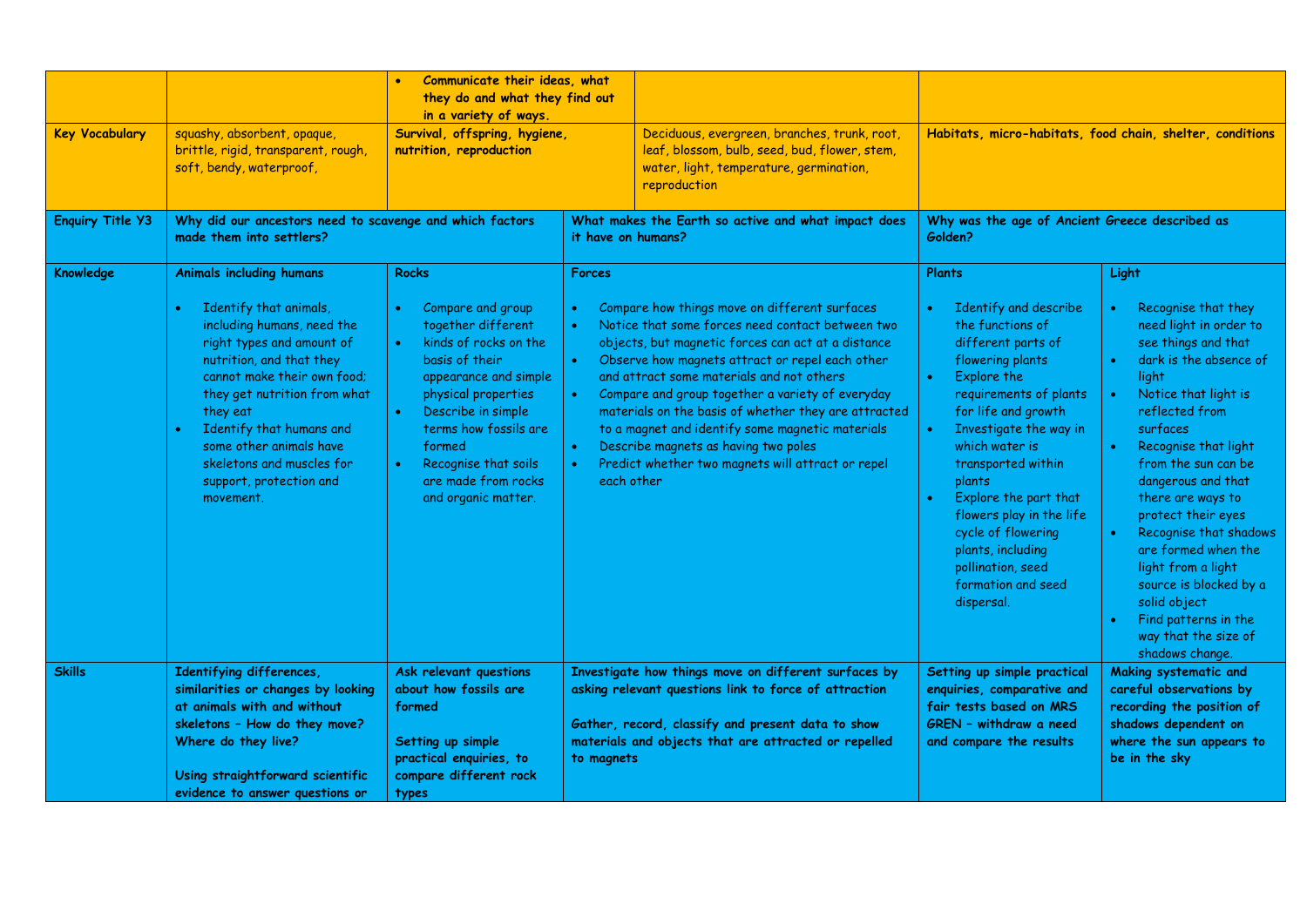| | | | | | |
|---|---|---|---|---|---|
| | | • **Communicate their ideas, what they do and what they find out in a variety of ways.** | | | |
| **Key Vocabulary** | squashy, absorbent, opaque, brittle, rigid, transparent, rough, soft, bendy, waterproof, | **Survival, offspring, hygiene, nutrition, reproduction** | Deciduous, evergreen, branches, trunk, root, leaf, blossom, bulb, seed, bud, flower, stem, water, light, temperature, germination, reproduction | **Habitats, micro-habitats, food chain, shelter, conditions** | |
| **Enquiry Title Y3** | **Why did our ancestors need to scavenge and which factors made them into settlers?** | | **What makes the Earth so active and what impact does it have on humans?** | **Why was the age of Ancient Greece described as Golden?** | |
| **Knowledge** | **Animals including humans**<br><br>• Identify that animals, including humans, need the right types and amount of nutrition, and that they cannot make their own food; they get nutrition from what they eat<br>• Identify that humans and some other animals have skeletons and muscles for support, protection and movement. | **Rocks**<br><br>• Compare and group together different<br>• kinds of rocks on the basis of their appearance and simple physical properties<br>• Describe in simple terms how fossils are formed<br>• Recognise that soils are made from rocks and organic matter. | **Forces**<br><br>• Compare how things move on different surfaces<br>• Notice that some forces need contact between two objects, but magnetic forces can act at a distance<br>• Observe how magnets attract or repel each other and attract some materials and not others<br>• Compare and group together a variety of everyday materials on the basis of whether they are attracted to a magnet and identify some magnetic materials<br>• Describe magnets as having two poles<br>• Predict whether two magnets will attract or repel each other | **Plants**<br><br>• Identify and describe the functions of different parts of flowering plants<br>• Explore the requirements of plants for life and growth<br>• Investigate the way in which water is transported within plants<br>• Explore the part that flowers play in the life cycle of flowering plants, including pollination, seed formation and seed dispersal. | **Light**<br><br>• Recognise that they need light in order to see things and that<br>• dark is the absence of light<br>• Notice that light is reflected from surfaces<br>• Recognise that light from the sun can be dangerous and that there are ways to protect their eyes<br>• Recognise that shadows are formed when the light from a light source is blocked by a solid object<br>• Find patterns in the way that the size of shadows change. |
| **Skills** | **Identifying differences, similarities or changes by looking at animals with and without skeletons – How do they move? Where do they live?**<br><br>**Using straightforward scientific evidence to answer questions or** | **Ask relevant questions about how fossils are formed**<br><br>**Setting up simple practical enquiries, to compare different rock types** | **Investigate how things move on different surfaces by asking relevant questions link to force of attraction**<br><br>**Gather, record, classify and present data to show materials and objects that are attracted or repelled to magnets** | **Setting up simple practical enquiries, comparative and fair tests based on MRS GREN – withdraw a need and compare the results** | **Making systematic and careful observations by recording the position of shadows dependent on where the sun appears to be in the sky** |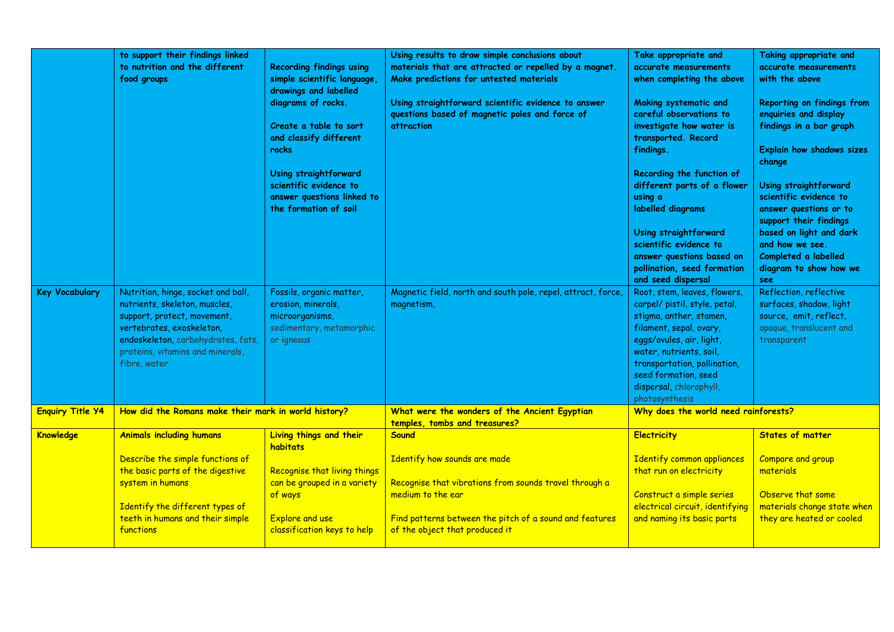| | | | | | |
|---|---|---|---|---|---|
| | to support their findings linked to nutrition and the different food groups | Recording findings using simple scientific language, drawings and labelled diagrams of rocks.<br><br>Create a table to sort and classify different rocks<br><br>Using straightforward scientific evidence to answer questions linked to the formation of soil | Using results to draw simple conclusions about materials that are attracted or repelled by a magnet. Make predictions for untested materials<br><br>Using straightforward scientific evidence to answer questions based of magnetic poles and force of attraction | Take appropriate and accurate measurements when completing the above<br><br>Making systematic and careful observations to investigate how water is transported. Record findings.<br><br>Recording the function of different parts of a flower using a labelled diagrams<br><br>Using straightforward scientific evidence to answer questions based on pollination, seed formation and seed dispersal | Taking appropriate and accurate measurements with the above<br><br>Reporting on findings from enquiries and display findings in a bar graph<br><br>Explain how shadows sizes change<br><br>Using straightforward scientific evidence to answer questions or to support their findings based on light and dark and how we see.<br>Completed a labelled diagram to show how we see |
| **Key Vocabulary** | Nutrition, hinge, socket and ball, nutrients, skeleton, muscles, support, protect, movement, vertebrates, exoskeleton, endoskeleton, carbohydrates, fats, proteins, vitamins and minerals, fibre, water | Fossils, organic matter, erosion, minerals, microorganisms, sedimentary, metamorphic or igneous | Magnetic field, north and south pole, repel, attract, force, magnetism, | Root, stem, leaves, flowers, carpel/ pistil, style, petal, stigma, anther, stamen, filament, sepal, ovary, eggs/ovules, air, light, water, nutrients, soil, transportation, pollination, seed formation, seed dispersal, chlorophyll, photosynthesis | Reflection, reflective surfaces, shadow, light source, emit, reflect, opaque, translucent and transparent |
| **Enquiry Title Y4** | **How did the Romans make their mark in world history?** | | **What were the wonders of the Ancient Egyptian temples, tombs and treasures?** | **Why does the world need rainforests?** | |
| **Knowledge** | **Animals including humans**<br><br>Describe the simple functions of the basic parts of the digestive system in humans<br><br>Identify the different types of teeth in humans and their simple functions | **Living things and their habitats**<br><br>Recognise that living things can be grouped in a variety of ways<br><br>Explore and use classification keys to help | **Sound**<br><br>Identify how sounds are made<br><br>Recognise that vibrations from sounds travel through a medium to the ear<br><br>Find patterns between the pitch of a sound and features of the object that produced it | **Electricity**<br><br>Identify common appliances that run on electricity<br><br>Construct a simple series electrical circuit, identifying and naming its basic parts | **States of matter**<br><br>Compare and group materials<br><br>Observe that some materials change state when they are heated or cooled |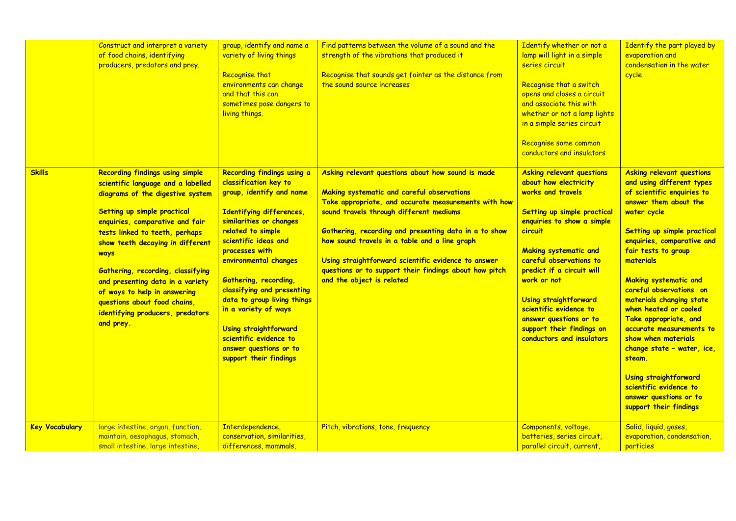|  |  |  |  |  |  |
|---|---|---|---|---|---|
|  | Construct and interpret a variety of food chains, identifying producers, predators and prey. | group, identify and name a variety of living things<br><br>Recognise that environments can change and that this can sometimes pose dangers to living things. | Find patterns between the volume of a sound and the strength of the vibrations that produced it<br><br>Recognise that sounds get fainter as the distance from the sound source increases | Identify whether or not a lamp will light in a simple series circuit<br><br>Recognise that a switch opens and closes a circuit and associate this with whether or not a lamp lights in a simple series circuit<br><br>Recognise some common conductors and insulators | Identify the part played by evaporation and condensation in the water cycle |
| **Skills** | **Recording findings using simple scientific language and a labelled diagrams of the digestive system**<br><br>**Setting up simple practical enquiries, comparative and fair tests linked to teeth, perhaps show teeth decaying in different ways**<br><br>**Gathering, recording, classifying and presenting data in a variety of ways to help in answering questions about food chains, identifying producers, predators and prey.** | **Recording findings using a classification key to group, identify and name**<br><br>**Identifying differences, similarities or changes related to simple scientific ideas and processes with environmental changes**<br><br>**Gathering, recording, classifying and presenting data to group living things in a variety of ways**<br><br>**Using straightforward scientific evidence to answer questions or to support their findings** | **Asking relevant questions about how sound is made**<br><br>**Making systematic and careful observations**<br>**Take appropriate, and accurate measurements with how sound travels through different mediums**<br><br>**Gathering, recording and presenting data in a to show how sound travels in a table and a line graph**<br><br>**Using straightforward scientific evidence to answer questions or to support their findings about how pitch and the object is related** | **Asking relevant questions about how electricity works and travels**<br><br>**Setting up simple practical enquiries to show a simple circuit**<br><br>**Making systematic and careful observations to predict if a circuit will work or not**<br><br>**Using straightforward scientific evidence to answer questions or to support their findings on conductors and insulators** | **Asking relevant questions and using different types of scientific enquiries to answer them about the water cycle**<br><br>**Setting up simple practical enquiries, comparative and fair tests to group materials**<br><br>**Making systematic and careful observations on materials changing state when heated or cooled**<br>**Take appropriate, and accurate measurements to show when materials change state – water, ice, steam.**<br><br>**Using straightforward scientific evidence to answer questions or to support their findings** |
| **Key Vocabulary** | large intestine, organ, function, maintain, oesophagus, stomach, small intestine, large intestine, | Interdependence, conservation, similarities, differences, mammals, | Pitch, vibrations, tone, frequency | Components, voltage, batteries, series circuit, parallel circuit, current, | Solid, liquid, gases, evaporation, condensation, particles |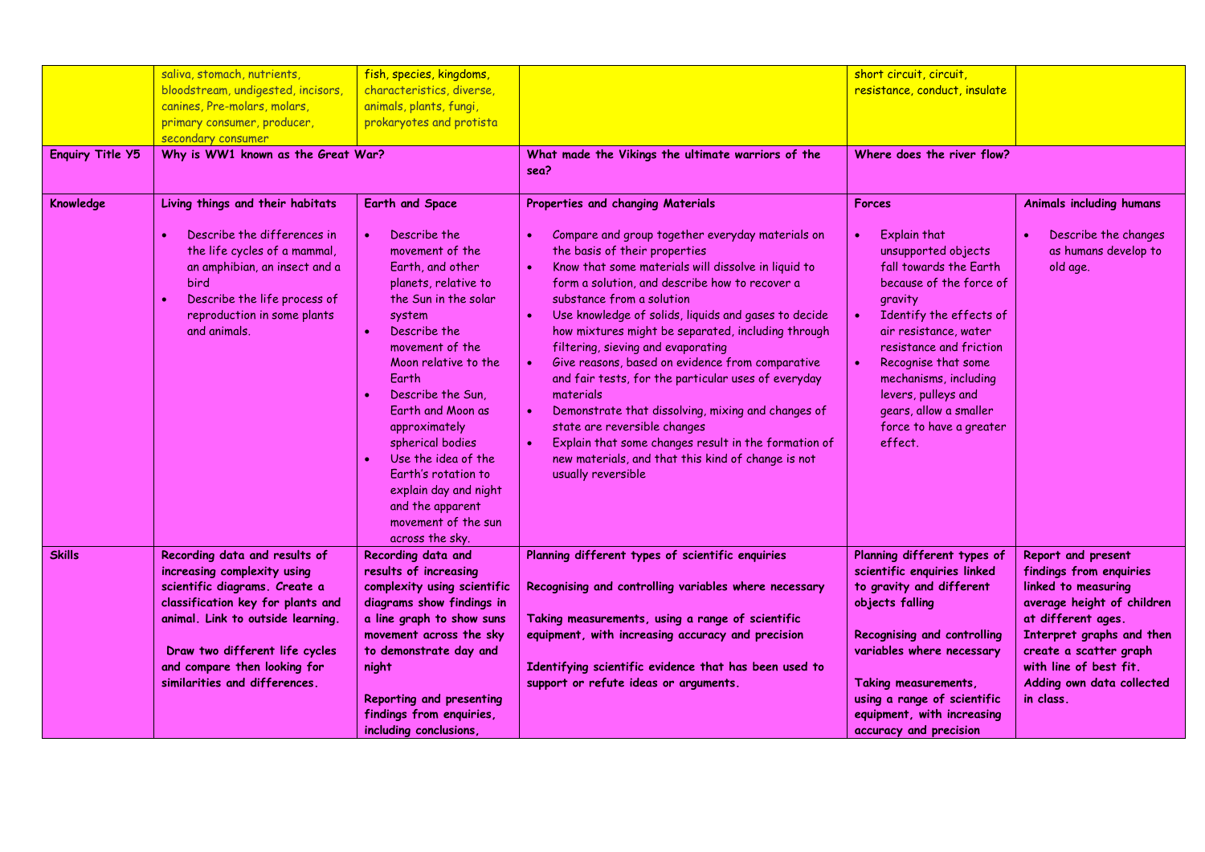|  | saliva, stomach, nutrients, bloodstream, undigested, incisors, canines, Pre-molars, molars, primary consumer, producer, secondary consumer | fish, species, kingdoms, characteristics, diverse, animals, plants, fungi, prokaryotes and protista |  | short circuit, circuit, resistance, conduct, insulate |  |
|---|---|---|---|---|---|
| **Enquiry Title Y5** | **Why is WW1 known as the Great War?** |  | **What made the Vikings the ultimate warriors of the sea?** | **Where does the river flow?** |  |
| **Knowledge** | **Living things and their habitats**<br>• Describe the differences in the life cycles of a mammal, an amphibian, an insect and a bird<br>• Describe the life process of reproduction in some plants and animals. | **Earth and Space**<br>• Describe the movement of the Earth, and other planets, relative to the Sun in the solar system<br>• Describe the movement of the Moon relative to the Earth<br>• Describe the Sun, Earth and Moon as approximately spherical bodies<br>• Use the idea of the Earth's rotation to explain day and night and the apparent movement of the sun across the sky. | **Properties and changing Materials**<br>• Compare and group together everyday materials on the basis of their properties<br>• Know that some materials will dissolve in liquid to form a solution, and describe how to recover a substance from a solution<br>• Use knowledge of solids, liquids and gases to decide how mixtures might be separated, including through filtering, sieving and evaporating<br>• Give reasons, based on evidence from comparative and fair tests, for the particular uses of everyday materials<br>• Demonstrate that dissolving, mixing and changes of state are reversible changes<br>• Explain that some changes result in the formation of new materials, and that this kind of change is not usually reversible | **Forces**<br>• Explain that unsupported objects fall towards the Earth because of the force of gravity<br>• Identify the effects of air resistance, water resistance and friction<br>• Recognise that some mechanisms, including levers, pulleys and gears, allow a smaller force to have a greater effect. | **Animals including humans**<br>• Describe the changes as humans develop to old age. |
| **Skills** | **Recording data and results of increasing complexity using scientific diagrams. Create a classification key for plants and animal. Link to outside learning.**<br><br>**Draw two different life cycles and compare then looking for similarities and differences.** | **Recording data and results of increasing complexity using scientific diagrams show findings in a line graph to show suns movement across the sky to demonstrate day and night**<br><br>**Reporting and presenting findings from enquiries, including conclusions,** | **Planning different types of scientific enquiries**<br><br>**Recognising and controlling variables where necessary**<br><br>**Taking measurements, using a range of scientific equipment, with increasing accuracy and precision**<br><br>**Identifying scientific evidence that has been used to support or refute ideas or arguments.** | **Planning different types of scientific enquiries linked to gravity and different objects falling**<br><br>**Recognising and controlling variables where necessary**<br><br>**Taking measurements, using a range of scientific equipment, with increasing accuracy and precision** | **Report and present findings from enquiries linked to measuring average height of children at different ages. Interpret graphs and then create a scatter graph with line of best fit. Adding own data collected in class.** |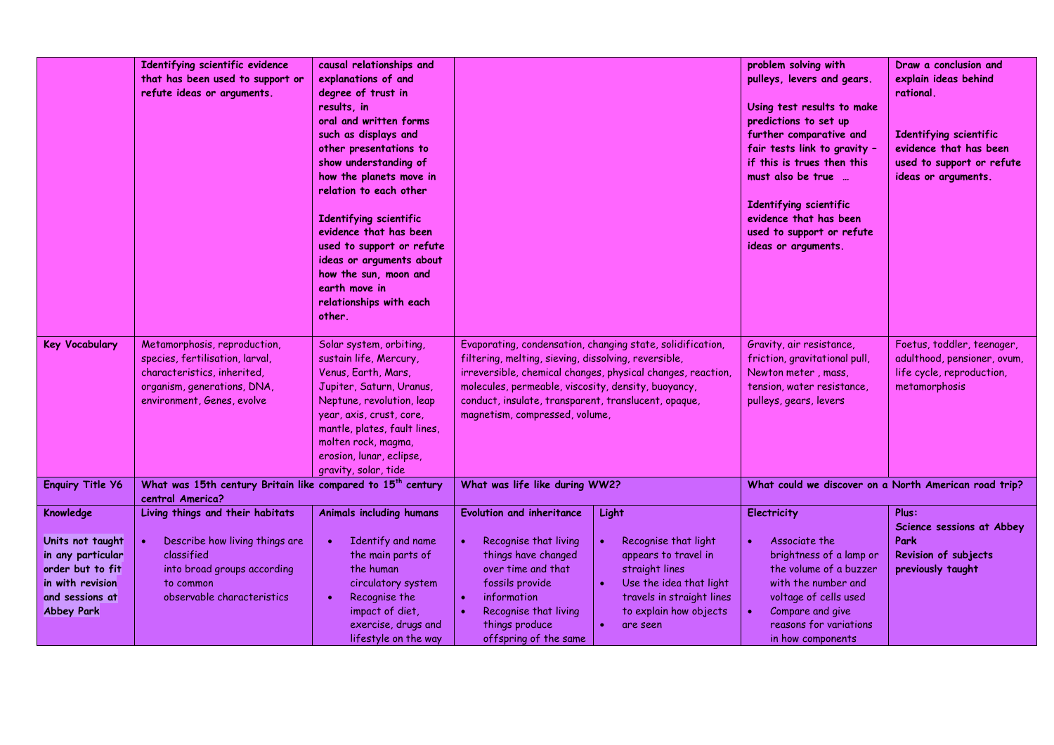| | | | | | | |
|---|---|---|---|---|---|---|
| | **Identifying scientific evidence that has been used to support or refute ideas or arguments.** | **causal relationships and explanations of and degree of trust in results, in oral and written forms such as displays and other presentations to show understanding of how the planets move in relation to each other**<br><br>**Identifying scientific evidence that has been used to support or refute ideas or arguments about how the sun, moon and earth move in relationships with each other.** | | | **problem solving with pulleys, levers and gears.**<br><br>**Using test results to make predictions to set up further comparative and fair tests link to gravity – if this is trues then this must also be true …**<br><br>**Identifying scientific evidence that has been used to support or refute ideas or arguments.** | **Draw a conclusion and explain ideas behind rational.**<br><br>**Identifying scientific evidence that has been used to support or refute ideas or arguments.** |
| **Key Vocabulary** | Metamorphosis, reproduction, species, fertilisation, larval, characteristics, inherited, organism, generations, DNA, environment, Genes, evolve | Solar system, orbiting, sustain life, Mercury, Venus, Earth, Mars, Jupiter, Saturn, Uranus, Neptune, revolution, leap year, axis, crust, core, mantle, plates, fault lines, molten rock, magma, erosion, lunar, eclipse, gravity, solar, tide | Evaporating, condensation, changing state, solidification, filtering, melting, sieving, dissolving, reversible, irreversible, chemical changes, physical changes, reaction, molecules, permeable, viscosity, density, buoyancy, conduct, insulate, transparent, translucent, opaque, magnetism, compressed, volume, | | Gravity, air resistance, friction, gravitational pull, Newton meter , mass, tension, water resistance, pulleys, gears, levers | Foetus, toddler, teenager, adulthood, pensioner, ovum, life cycle, reproduction, metamorphosis |
| **Enquiry Title Y6** | **What was 15th century Britain like compared to 15th century central America?** | | **What was life like during WW2?** | | **What could we discover on a North American road trip?** | |
| **Knowledge**<br><br>**Units not taught in any particular order but to fit in with revision and sessions at Abbey Park** | **Living things and their habitats**<br><br>• Describe how living things are classified into broad groups according to common observable characteristics | **Animals including humans**<br><br>• Identify and name the main parts of the human circulatory system<br>• Recognise the impact of diet, exercise, drugs and lifestyle on the way | **Evolution and inheritance**<br><br>• Recognise that living things have changed over time and that fossils provide<br>• information<br>• Recognise that living things produce offspring of the same | **Light**<br><br>• Recognise that light appears to travel in straight lines<br>• Use the idea that light travels in straight lines to explain how objects<br>• are seen | **Electricity**<br><br>• Associate the brightness of a lamp or the volume of a buzzer with the number and voltage of cells used<br>• Compare and give reasons for variations in how components | **Plus:**<br>**Science sessions at Abbey Park**<br>**Revision of subjects previously taught** |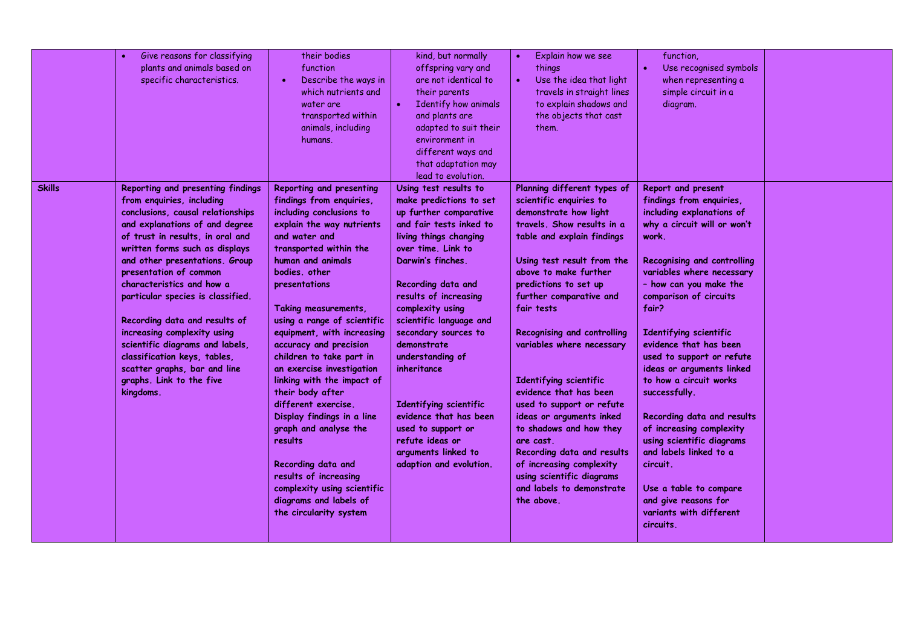| | | | | | | |
|---|---|---|---|---|---|---|
| | • Give reasons for classifying plants and animals based on specific characteristics. | their bodies function<br>• Describe the ways in which nutrients and water are transported within animals, including humans. | kind, but normally offspring vary and are not identical to their parents<br>• Identify how animals and plants are adapted to suit their environment in different ways and that adaptation may lead to evolution. | • Explain how we see things<br>• Use the idea that light travels in straight lines to explain shadows and the objects that cast them. | function,<br>• Use recognised symbols when representing a simple circuit in a diagram. | |
| **Skills** | **Reporting and presenting findings from enquiries, including conclusions, causal relationships and explanations of and degree of trust in results, in oral and written forms such as displays and other presentations. Group presentation of common characteristics and how a particular species is classified.**<br><br>**Recording data and results of increasing complexity using scientific diagrams and labels, classification keys, tables, scatter graphs, bar and line graphs. Link to the five kingdoms.** | **Reporting and presenting findings from enquiries, including conclusions to explain the way nutrients and water and transported within the human and animals bodies. other presentations**<br><br>**Taking measurements, using a range of scientific equipment, with increasing accuracy and precision children to take part in an exercise investigation linking with the impact of their body after different exercise. Display findings in a line graph and analyse the results**<br><br>**Recording data and results of increasing complexity using scientific diagrams and labels of the circularity system** | **Using test results to make predictions to set up further comparative and fair tests inked to living things changing over time. Link to Darwin's finches.**<br><br>**Recording data and results of increasing complexity using scientific language and secondary sources to demonstrate understanding of inheritance**<br><br>**Identifying scientific evidence that has been used to support or refute ideas or arguments linked to adaption and evolution.** | **Planning different types of scientific enquiries to demonstrate how light travels. Show results in a table and explain findings**<br><br>**Using test result from the above to make further predictions to set up further comparative and fair tests**<br><br>**Recognising and controlling variables where necessary**<br><br>**Identifying scientific evidence that has been used to support or refute ideas or arguments inked to shadows and how they are cast.**<br>**Recording data and results of increasing complexity using scientific diagrams and labels to demonstrate the above.** | **Report and present findings from enquiries, including explanations of why a circuit will or won't work.**<br><br>**Recognising and controlling variables where necessary – how can you make the comparison of circuits fair?**<br><br>**Identifying scientific evidence that has been used to support or refute ideas or arguments linked to how a circuit works successfully.**<br><br>**Recording data and results of increasing complexity using scientific diagrams and labels linked to a circuit.**<br><br>**Use a table to compare and give reasons for variants with different circuits.** | |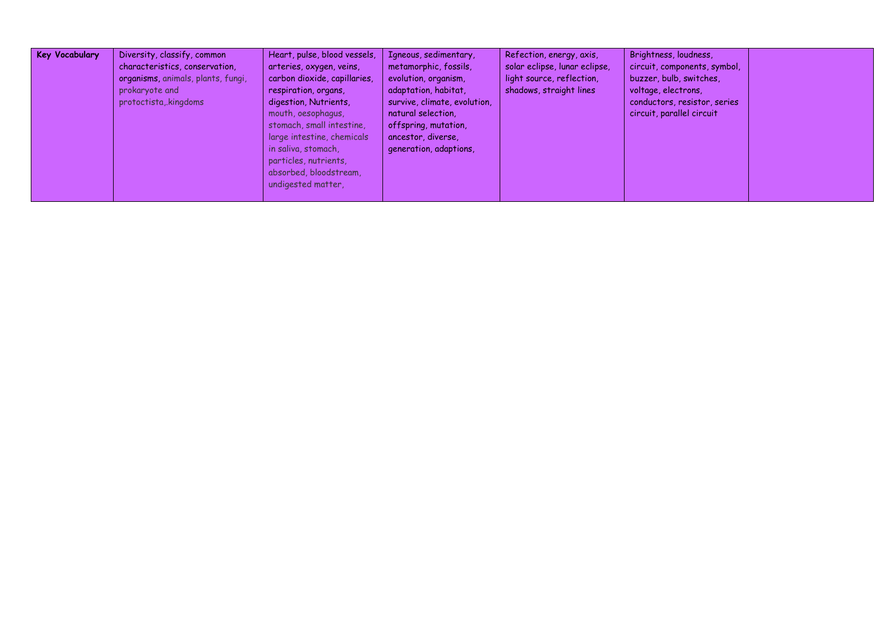| | | | | | | |
|---|---|---|---|---|---|---|
| **Key Vocabulary** | Diversity, classify, common characteristics, conservation, organisms, animals, plants, fungi, prokaryote and protoctista,.kingdoms | Heart, pulse, blood vessels, arteries, oxygen, veins, carbon dioxide, capillaries, respiration, organs, digestion, Nutrients, mouth, oesophagus, stomach, small intestine, large intestine, chemicals in saliva, stomach, particles, nutrients, absorbed, bloodstream, undigested matter, | Igneous, sedimentary, metamorphic, fossils, evolution, organism, adaptation, habitat, survive, climate, evolution, natural selection, offspring, mutation, ancestor, diverse, generation, adaptions, | Refection, energy, axis, solar eclipse, lunar eclipse, light source, reflection, shadows, straight lines | Brightness, loudness, circuit, components, symbol, buzzer, bulb, switches, voltage, electrons, conductors, resistor, series circuit, parallel circuit | |